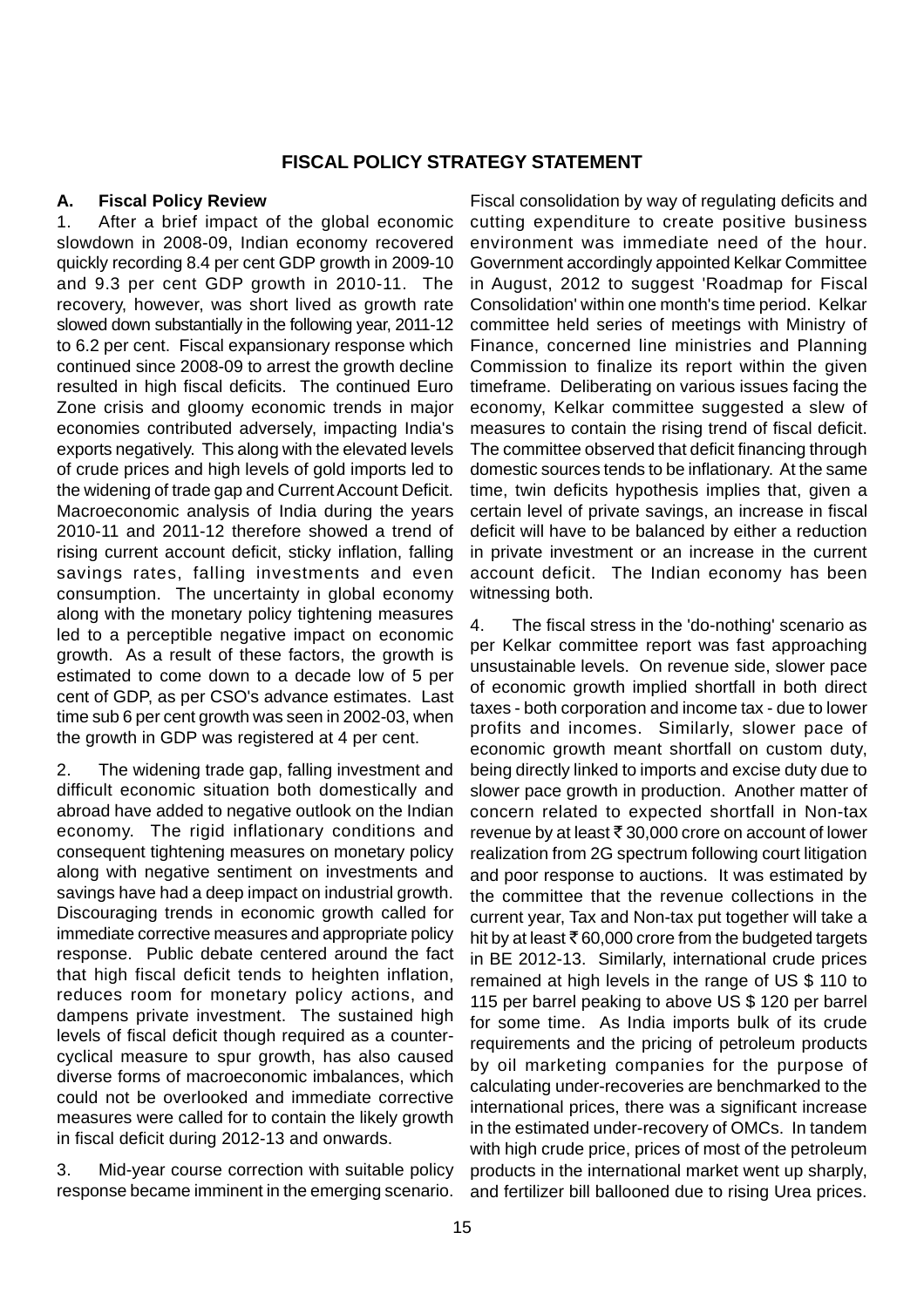# FISCAL POLICY STRATEGY STATEMENT

## A. Fiscal Policy Review

1. After a brief impact of the global economic slowdown in 2008-09, Indian economy recovered quickly recording 8.4 per cent GDP growth in 2009-10 and 9.3 per cent GDP growth in 2010-11. The recovery, however, was short lived as growth rate slowed down substantially in the following year, 2011-12 to 6.2 per cent. Fiscal expansionary response which continued since 2008-09 to arrest the growth decline resulted in high fiscal deficits. The continued Euro Zone crisis and gloomy economic trends in major economies contributed adversely, impacting India's exports negatively. This along with the elevated levels of crude prices and high levels of gold imports led to the widening of trade gap and Current Account Deficit. Macroeconomic analysis of India during the years 2010-11 and 2011-12 therefore showed a trend of rising current account deficit, sticky inflation, falling savings rates, falling investments and even consumption. The uncertainty in global economy along with the monetary policy tightening measures led to a perceptible negative impact on economic growth. As a result of these factors, the growth is estimated to come down to a decade low of 5 per cent of GDP, as per CSO's advance estimates. Last time sub 6 per cent growth was seen in 2002-03, when the growth in GDP was registered at 4 per cent.

2. The widening trade gap, falling investment and difficult economic situation both domestically and abroad have added to negative outlook on the Indian economy. The rigid inflationary conditions and consequent tightening measures on monetary policy along with negative sentiment on investments and savings have had a deep impact on industrial growth. Discouraging trends in economic growth called for immediate corrective measures and appropriate policy response. Public debate centered around the fact that high fiscal deficit tends to heighten inflation, reduces room for monetary policy actions, and dampens private investment. The sustained high levels of fiscal deficit though required as a counter-cyclical measure to spur growth, has also caused diverse forms of macroeconomic imbalances, which could not be overlooked and immediate corrective measures were called for to contain the likely growth in fiscal deficit during 2012-13 and onwards.

3. Mid-year course correction with suitable policy response became imminent in the emerging scenario. Fiscal consolidation by way of regulating deficits and cutting expenditure to create positive business environment was immediate need of the hour. Government accordingly appointed Kelkar Committee in August, 2012 to suggest 'Roadmap for Fiscal Consolidation' within one month's time period. Kelkar committee held series of meetings with Ministry of Finance, concerned line ministries and Planning Commission to finalize its report within the given timeframe. Deliberating on various issues facing the economy, Kelkar committee suggested a slew of measures to contain the rising trend of fiscal deficit. The committee observed that deficit financing through domestic sources tends to be inflationary. At the same time, twin deficits hypothesis implies that, given a certain level of private savings, an increase in fiscal deficit will have to be balanced by either a reduction in private investment or an increase in the current account deficit. The Indian economy has been witnessing both.

4. The fiscal stress in the 'do-nothing' scenario as per Kelkar committee report was fast approaching unsustainable levels. On revenue side, slower pace of economic growth implied shortfall in both direct taxes - both corporation and income tax - due to lower profits and incomes. Similarly, slower pace of economic growth meant shortfall on custom duty, being directly linked to imports and excise duty due to slower pace growth in production. Another matter of concern related to expected shortfall in Non-tax revenue by at least ₹ 30,000 crore on account of lower realization from 2G spectrum following court litigation and poor response to auctions. It was estimated by the committee that the revenue collections in the current year, Tax and Non-tax put together will take a hit by at least ₹ 60,000 crore from the budgeted targets in BE 2012-13. Similarly, international crude prices remained at high levels in the range of US $ 110 to 115 per barrel peaking to above US $ 120 per barrel for some time. As India imports bulk of its crude requirements and the pricing of petroleum products by oil marketing companies for the purpose of calculating under-recoveries are benchmarked to the international prices, there was a significant increase in the estimated under-recovery of OMCs. In tandem with high crude price, prices of most of the petroleum products in the international market went up sharply, and fertilizer bill ballooned due to rising Urea prices.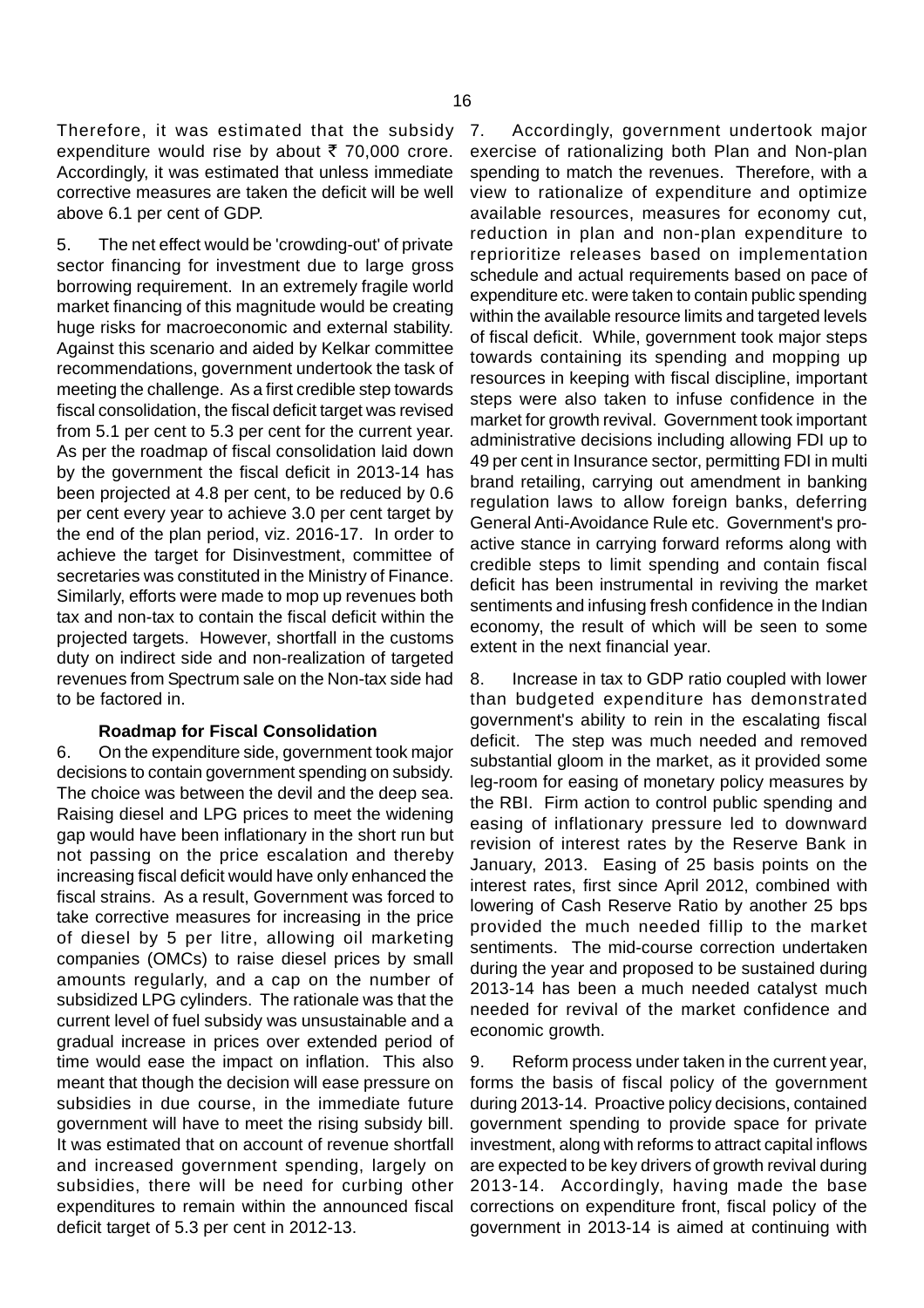Therefore, it was estimated that the subsidy expenditure would rise by about ₹ 70,000 crore. Accordingly, it was estimated that unless immediate corrective measures are taken the deficit will be well above 6.1 per cent of GDP.

5. The net effect would be 'crowding-out' of private sector financing for investment due to large gross borrowing requirement. In an extremely fragile world market financing of this magnitude would be creating huge risks for macroeconomic and external stability. Against this scenario and aided by Kelkar committee recommendations, government undertook the task of meeting the challenge. As a first credible step towards fiscal consolidation, the fiscal deficit target was revised from 5.1 per cent to 5.3 per cent for the current year. As per the roadmap of fiscal consolidation laid down by the government the fiscal deficit in 2013-14 has been projected at 4.8 per cent, to be reduced by 0.6 per cent every year to achieve 3.0 per cent target by the end of the plan period, viz. 2016-17. In order to achieve the target for Disinvestment, committee of secretaries was constituted in the Ministry of Finance. Similarly, efforts were made to mop up revenues both tax and non-tax to contain the fiscal deficit within the projected targets. However, shortfall in the customs duty on indirect side and non-realization of targeted revenues from Spectrum sale on the Non-tax side had to be factored in.

**Roadmap for Fiscal Consolidation**

6. On the expenditure side, government took major decisions to contain government spending on subsidy. The choice was between the devil and the deep sea. Raising diesel and LPG prices to meet the widening gap would have been inflationary in the short run but not passing on the price escalation and thereby increasing fiscal deficit would have only enhanced the fiscal strains. As a result, Government was forced to take corrective measures for increasing in the price of diesel by 5 per litre, allowing oil marketing companies (OMCs) to raise diesel prices by small amounts regularly, and a cap on the number of subsidized LPG cylinders. The rationale was that the current level of fuel subsidy was unsustainable and a gradual increase in prices over extended period of time would ease the impact on inflation. This also meant that though the decision will ease pressure on subsidies in due course, in the immediate future government will have to meet the rising subsidy bill. It was estimated that on account of revenue shortfall and increased government spending, largely on subsidies, there will be need for curbing other expenditures to remain within the announced fiscal deficit target of 5.3 per cent in 2012-13.

7. Accordingly, government undertook major exercise of rationalizing both Plan and Non-plan spending to match the revenues. Therefore, with a view to rationalize of expenditure and optimize available resources, measures for economy cut, reduction in plan and non-plan expenditure to reprioritize releases based on implementation schedule and actual requirements based on pace of expenditure etc. were taken to contain public spending within the available resource limits and targeted levels of fiscal deficit. While, government took major steps towards containing its spending and mopping up resources in keeping with fiscal discipline, important steps were also taken to infuse confidence in the market for growth revival. Government took important administrative decisions including allowing FDI up to 49 per cent in Insurance sector, permitting FDI in multi brand retailing, carrying out amendment in banking regulation laws to allow foreign banks, deferring General Anti-Avoidance Rule etc. Government's pro-active stance in carrying forward reforms along with credible steps to limit spending and contain fiscal deficit has been instrumental in reviving the market sentiments and infusing fresh confidence in the Indian economy, the result of which will be seen to some extent in the next financial year.

8. Increase in tax to GDP ratio coupled with lower than budgeted expenditure has demonstrated government's ability to rein in the escalating fiscal deficit. The step was much needed and removed substantial gloom in the market, as it provided some leg-room for easing of monetary policy measures by the RBI. Firm action to control public spending and easing of inflationary pressure led to downward revision of interest rates by the Reserve Bank in January, 2013. Easing of 25 basis points on the interest rates, first since April 2012, combined with lowering of Cash Reserve Ratio by another 25 bps provided the much needed fillip to the market sentiments. The mid-course correction undertaken during the year and proposed to be sustained during 2013-14 has been a much needed catalyst much needed for revival of the market confidence and economic growth.

9. Reform process under taken in the current year, forms the basis of fiscal policy of the government during 2013-14. Proactive policy decisions, contained government spending to provide space for private investment, along with reforms to attract capital inflows are expected to be key drivers of growth revival during 2013-14. Accordingly, having made the base corrections on expenditure front, fiscal policy of the government in 2013-14 is aimed at continuing with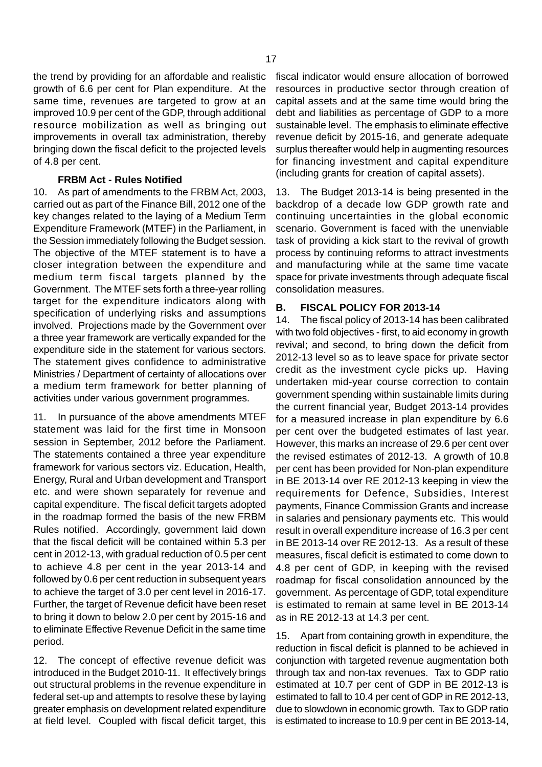the trend by providing for an affordable and realistic growth of 6.6 per cent for Plan expenditure. At the same time, revenues are targeted to grow at an improved 10.9 per cent of the GDP, through additional resource mobilization as well as bringing out improvements in overall tax administration, thereby bringing down the fiscal deficit to the projected levels of 4.8 per cent.

#### FRBM Act - Rules Notified

10. As part of amendments to the FRBM Act, 2003, carried out as part of the Finance Bill, 2012 one of the key changes related to the laying of a Medium Term Expenditure Framework (MTEF) in the Parliament, in the Session immediately following the Budget session. The objective of the MTEF statement is to have a closer integration between the expenditure and medium term fiscal targets planned by the Government. The MTEF sets forth a three-year rolling target for the expenditure indicators along with specification of underlying risks and assumptions involved. Projections made by the Government over a three year framework are vertically expanded for the expenditure side in the statement for various sectors. The statement gives confidence to administrative Ministries / Department of certainty of allocations over a medium term framework for better planning of activities under various government programmes.

11. In pursuance of the above amendments MTEF statement was laid for the first time in Monsoon session in September, 2012 before the Parliament. The statements contained a three year expenditure framework for various sectors viz. Education, Health, Energy, Rural and Urban development and Transport etc. and were shown separately for revenue and capital expenditure. The fiscal deficit targets adopted in the roadmap formed the basis of the new FRBM Rules notified. Accordingly, government laid down that the fiscal deficit will be contained within 5.3 per cent in 2012-13, with gradual reduction of 0.5 per cent to achieve 4.8 per cent in the year 2013-14 and followed by 0.6 per cent reduction in subsequent years to achieve the target of 3.0 per cent level in 2016-17. Further, the target of Revenue deficit have been reset to bring it down to below 2.0 per cent by 2015-16 and to eliminate Effective Revenue Deficit in the same time period.

12. The concept of effective revenue deficit was introduced in the Budget 2010-11. It effectively brings out structural problems in the revenue expenditure in federal set-up and attempts to resolve these by laying greater emphasis on development related expenditure at field level. Coupled with fiscal deficit target, this fiscal indicator would ensure allocation of borrowed resources in productive sector through creation of capital assets and at the same time would bring the debt and liabilities as percentage of GDP to a more sustainable level. The emphasis to eliminate effective revenue deficit by 2015-16, and generate adequate surplus thereafter would help in augmenting resources for financing investment and capital expenditure (including grants for creation of capital assets).

13. The Budget 2013-14 is being presented in the backdrop of a decade low GDP growth rate and continuing uncertainties in the global economic scenario. Government is faced with the unenviable task of providing a kick start to the revival of growth process by continuing reforms to attract investments and manufacturing while at the same time vacate space for private investments through adequate fiscal consolidation measures.

## B. FISCAL POLICY FOR 2013-14

14. The fiscal policy of 2013-14 has been calibrated with two fold objectives - first, to aid economy in growth revival; and second, to bring down the deficit from 2012-13 level so as to leave space for private sector credit as the investment cycle picks up. Having undertaken mid-year course correction to contain government spending within sustainable limits during the current financial year, Budget 2013-14 provides for a measured increase in plan expenditure by 6.6 per cent over the budgeted estimates of last year. However, this marks an increase of 29.6 per cent over the revised estimates of 2012-13. A growth of 10.8 per cent has been provided for Non-plan expenditure in BE 2013-14 over RE 2012-13 keeping in view the requirements for Defence, Subsidies, Interest payments, Finance Commission Grants and increase in salaries and pensionary payments etc. This would result in overall expenditure increase of 16.3 per cent in BE 2013-14 over RE 2012-13. As a result of these measures, fiscal deficit is estimated to come down to 4.8 per cent of GDP, in keeping with the revised roadmap for fiscal consolidation announced by the government. As percentage of GDP, total expenditure is estimated to remain at same level in BE 2013-14 as in RE 2012-13 at 14.3 per cent.

15. Apart from containing growth in expenditure, the reduction in fiscal deficit is planned to be achieved in conjunction with targeted revenue augmentation both through tax and non-tax revenues. Tax to GDP ratio estimated at 10.7 per cent of GDP in BE 2012-13 is estimated to fall to 10.4 per cent of GDP in RE 2012-13, due to slowdown in economic growth. Tax to GDP ratio is estimated to increase to 10.9 per cent in BE 2013-14,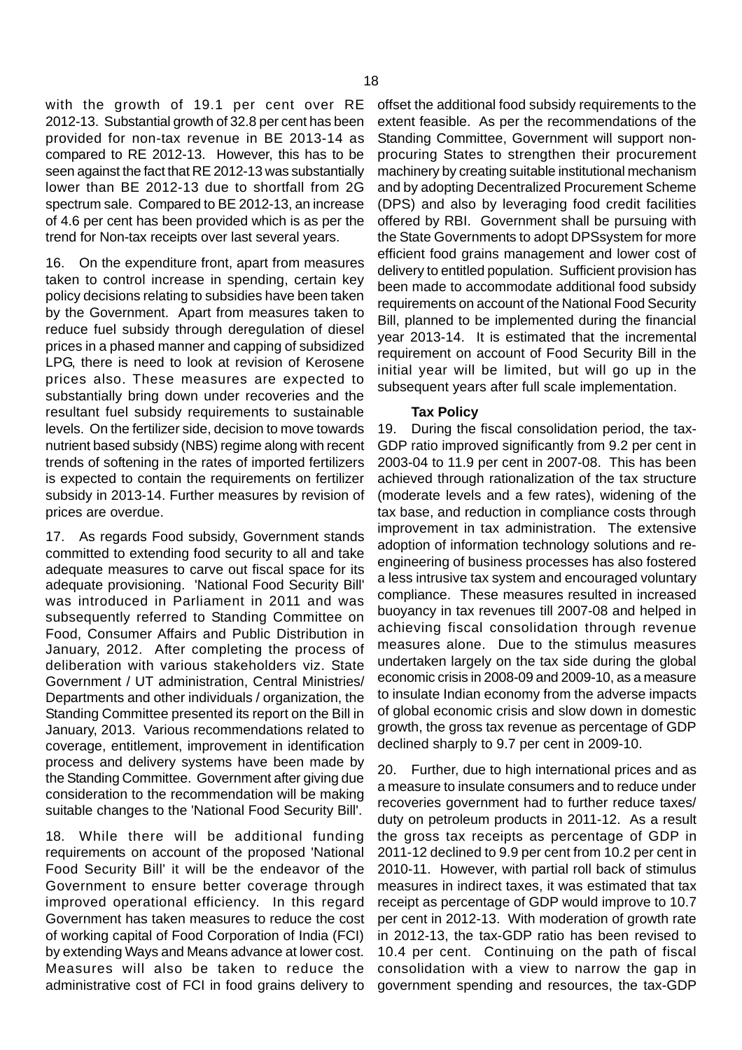with the growth of 19.1 per cent over RE 2012-13. Substantial growth of 32.8 per cent has been provided for non-tax revenue in BE 2013-14 as compared to RE 2012-13. However, this has to be seen against the fact that RE 2012-13 was substantially lower than BE 2012-13 due to shortfall from 2G spectrum sale. Compared to BE 2012-13, an increase of 4.6 per cent has been provided which is as per the trend for Non-tax receipts over last several years.

16. On the expenditure front, apart from measures taken to control increase in spending, certain key policy decisions relating to subsidies have been taken by the Government. Apart from measures taken to reduce fuel subsidy through deregulation of diesel prices in a phased manner and capping of subsidized LPG, there is need to look at revision of Kerosene prices also. These measures are expected to substantially bring down under recoveries and the resultant fuel subsidy requirements to sustainable levels. On the fertilizer side, decision to move towards nutrient based subsidy (NBS) regime along with recent trends of softening in the rates of imported fertilizers is expected to contain the requirements on fertilizer subsidy in 2013-14. Further measures by revision of prices are overdue.

17. As regards Food subsidy, Government stands committed to extending food security to all and take adequate measures to carve out fiscal space for its adequate provisioning. 'National Food Security Bill' was introduced in Parliament in 2011 and was subsequently referred to Standing Committee on Food, Consumer Affairs and Public Distribution in January, 2012. After completing the process of deliberation with various stakeholders viz. State Government / UT administration, Central Ministries/ Departments and other individuals / organization, the Standing Committee presented its report on the Bill in January, 2013. Various recommendations related to coverage, entitlement, improvement in identification process and delivery systems have been made by the Standing Committee. Government after giving due consideration to the recommendation will be making suitable changes to the 'National Food Security Bill'.

18. While there will be additional funding requirements on account of the proposed 'National Food Security Bill' it will be the endeavor of the Government to ensure better coverage through improved operational efficiency. In this regard Government has taken measures to reduce the cost of working capital of Food Corporation of India (FCI) by extending Ways and Means advance at lower cost. Measures will also be taken to reduce the administrative cost of FCI in food grains delivery to offset the additional food subsidy requirements to the extent feasible. As per the recommendations of the Standing Committee, Government will support non-procuring States to strengthen their procurement machinery by creating suitable institutional mechanism and by adopting Decentralized Procurement Scheme (DPS) and also by leveraging food credit facilities offered by RBI. Government shall be pursuing with the State Governments to adopt DPSsystem for more efficient food grains management and lower cost of delivery to entitled population. Sufficient provision has been made to accommodate additional food subsidy requirements on account of the National Food Security Bill, planned to be implemented during the financial year 2013-14. It is estimated that the incremental requirement on account of Food Security Bill in the initial year will be limited, but will go up in the subsequent years after full scale implementation.

**Tax Policy**

19. During the fiscal consolidation period, the tax-GDP ratio improved significantly from 9.2 per cent in 2003-04 to 11.9 per cent in 2007-08. This has been achieved through rationalization of the tax structure (moderate levels and a few rates), widening of the tax base, and reduction in compliance costs through improvement in tax administration. The extensive adoption of information technology solutions and re-engineering of business processes has also fostered a less intrusive tax system and encouraged voluntary compliance. These measures resulted in increased buoyancy in tax revenues till 2007-08 and helped in achieving fiscal consolidation through revenue measures alone. Due to the stimulus measures undertaken largely on the tax side during the global economic crisis in 2008-09 and 2009-10, as a measure to insulate Indian economy from the adverse impacts of global economic crisis and slow down in domestic growth, the gross tax revenue as percentage of GDP declined sharply to 9.7 per cent in 2009-10.

20. Further, due to high international prices and as a measure to insulate consumers and to reduce under recoveries government had to further reduce taxes/ duty on petroleum products in 2011-12. As a result the gross tax receipts as percentage of GDP in 2011-12 declined to 9.9 per cent from 10.2 per cent in 2010-11. However, with partial roll back of stimulus measures in indirect taxes, it was estimated that tax receipt as percentage of GDP would improve to 10.7 per cent in 2012-13. With moderation of growth rate in 2012-13, the tax-GDP ratio has been revised to 10.4 per cent. Continuing on the path of fiscal consolidation with a view to narrow the gap in government spending and resources, the tax-GDP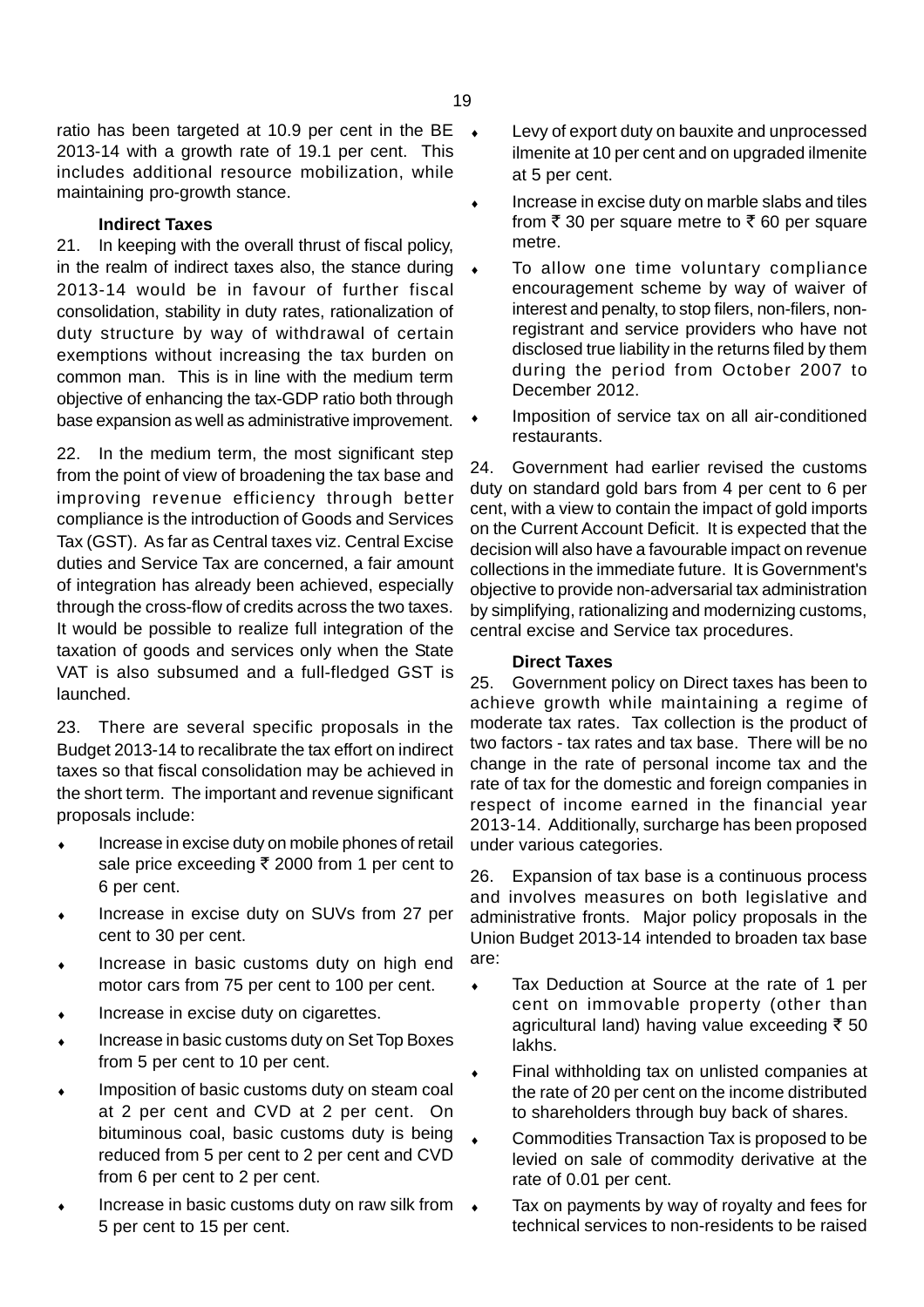ratio has been targeted at 10.9 per cent in the BE 2013-14 with a growth rate of 19.1 per cent. This includes additional resource mobilization, while maintaining pro-growth stance.

### Indirect Taxes

21. In keeping with the overall thrust of fiscal policy, in the realm of indirect taxes also, the stance during 2013-14 would be in favour of further fiscal consolidation, stability in duty rates, rationalization of duty structure by way of withdrawal of certain exemptions without increasing the tax burden on common man. This is in line with the medium term objective of enhancing the tax-GDP ratio both through base expansion as well as administrative improvement.

22. In the medium term, the most significant step from the point of view of broadening the tax base and improving revenue efficiency through better compliance is the introduction of Goods and Services Tax (GST). As far as Central taxes viz. Central Excise duties and Service Tax are concerned, a fair amount of integration has already been achieved, especially through the cross-flow of credits across the two taxes. It would be possible to realize full integration of the taxation of goods and services only when the State VAT is also subsumed and a full-fledged GST is launched.

23. There are several specific proposals in the Budget 2013-14 to recalibrate the tax effort on indirect taxes so that fiscal consolidation may be achieved in the short term. The important and revenue significant proposals include:

- Increase in excise duty on mobile phones of retail sale price exceeding ₹ 2000 from 1 per cent to 6 per cent.
- Increase in excise duty on SUVs from 27 per cent to 30 per cent.
- Increase in basic customs duty on high end motor cars from 75 per cent to 100 per cent.
- Increase in excise duty on cigarettes.
- Increase in basic customs duty on Set Top Boxes from 5 per cent to 10 per cent.
- Imposition of basic customs duty on steam coal at 2 per cent and CVD at 2 per cent. On bituminous coal, basic customs duty is being reduced from 5 per cent to 2 per cent and CVD from 6 per cent to 2 per cent.
- Increase in basic customs duty on raw silk from 5 per cent to 15 per cent.
- Levy of export duty on bauxite and unprocessed ilmenite at 10 per cent and on upgraded ilmenite at 5 per cent.
- Increase in excise duty on marble slabs and tiles from ₹ 30 per square metre to ₹ 60 per square metre.
- To allow one time voluntary compliance encouragement scheme by way of waiver of interest and penalty, to stop filers, non-filers, non-registrant and service providers who have not disclosed true liability in the returns filed by them during the period from October 2007 to December 2012.
- Imposition of service tax on all air-conditioned restaurants.

24. Government had earlier revised the customs duty on standard gold bars from 4 per cent to 6 per cent, with a view to contain the impact of gold imports on the Current Account Deficit. It is expected that the decision will also have a favourable impact on revenue collections in the immediate future. It is Government's objective to provide non-adversarial tax administration by simplifying, rationalizing and modernizing customs, central excise and Service tax procedures.

### Direct Taxes

25. Government policy on Direct taxes has been to achieve growth while maintaining a regime of moderate tax rates. Tax collection is the product of two factors - tax rates and tax base. There will be no change in the rate of personal income tax and the rate of tax for the domestic and foreign companies in respect of income earned in the financial year 2013-14. Additionally, surcharge has been proposed under various categories.

26. Expansion of tax base is a continuous process and involves measures on both legislative and administrative fronts. Major policy proposals in the Union Budget 2013-14 intended to broaden tax base are:

- Tax Deduction at Source at the rate of 1 per cent on immovable property (other than agricultural land) having value exceeding ₹ 50 lakhs.
- Final withholding tax on unlisted companies at the rate of 20 per cent on the income distributed to shareholders through buy back of shares.
- Commodities Transaction Tax is proposed to be levied on sale of commodity derivative at the rate of 0.01 per cent.
- Tax on payments by way of royalty and fees for technical services to non-residents to be raised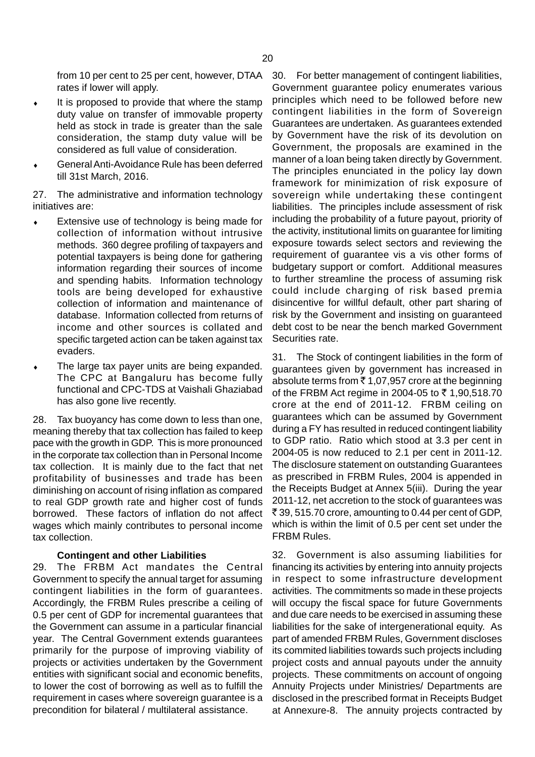from 10 per cent to 25 per cent, however, DTAA rates if lower will apply.

- It is proposed to provide that where the stamp duty value on transfer of immovable property held as stock in trade is greater than the sale consideration, the stamp duty value will be considered as full value of consideration.
- General Anti-Avoidance Rule has been deferred till 31st March, 2016.

27. The administrative and information technology initiatives are:

- Extensive use of technology is being made for collection of information without intrusive methods. 360 degree profiling of taxpayers and potential taxpayers is being done for gathering information regarding their sources of income and spending habits. Information technology tools are being developed for exhaustive collection of information and maintenance of database. Information collected from returns of income and other sources is collated and specific targeted action can be taken against tax evaders.
- The large tax payer units are being expanded. The CPC at Bangaluru has become fully functional and CPC-TDS at Vaishali Ghaziabad has also gone live recently.

28. Tax buoyancy has come down to less than one, meaning thereby that tax collection has failed to keep pace with the growth in GDP. This is more pronounced in the corporate tax collection than in Personal Income tax collection. It is mainly due to the fact that net profitability of businesses and trade has been diminishing on account of rising inflation as compared to real GDP growth rate and higher cost of funds borrowed. These factors of inflation do not affect wages which mainly contributes to personal income tax collection.

### Contingent and other Liabilities

29. The FRBM Act mandates the Central Government to specify the annual target for assuming contingent liabilities in the form of guarantees. Accordingly, the FRBM Rules prescribe a ceiling of 0.5 per cent of GDP for incremental guarantees that the Government can assume in a particular financial year. The Central Government extends guarantees primarily for the purpose of improving viability of projects or activities undertaken by the Government entities with significant social and economic benefits, to lower the cost of borrowing as well as to fulfill the requirement in cases where sovereign guarantee is a precondition for bilateral / multilateral assistance.

30. For better management of contingent liabilities, Government guarantee policy enumerates various principles which need to be followed before new contingent liabilities in the form of Sovereign Guarantees are undertaken. As guarantees extended by Government have the risk of its devolution on Government, the proposals are examined in the manner of a loan being taken directly by Government. The principles enunciated in the policy lay down framework for minimization of risk exposure of sovereign while undertaking these contingent liabilities. The principles include assessment of risk including the probability of a future payout, priority of the activity, institutional limits on guarantee for limiting exposure towards select sectors and reviewing the requirement of guarantee vis a vis other forms of budgetary support or comfort. Additional measures to further streamline the process of assuming risk could include charging of risk based premia disincentive for willful default, other part sharing of risk by the Government and insisting on guaranteed debt cost to be near the bench marked Government Securities rate.

31. The Stock of contingent liabilities in the form of guarantees given by government has increased in absolute terms from ₹ 1,07,957 crore at the beginning of the FRBM Act regime in 2004-05 to ₹ 1,90,518.70 crore at the end of 2011-12. FRBM ceiling on guarantees which can be assumed by Government during a FY has resulted in reduced contingent liability to GDP ratio. Ratio which stood at 3.3 per cent in 2004-05 is now reduced to 2.1 per cent in 2011-12. The disclosure statement on outstanding Guarantees as prescribed in FRBM Rules, 2004 is appended in the Receipts Budget at Annex 5(iii). During the year 2011-12, net accretion to the stock of guarantees was ₹ 39, 515.70 crore, amounting to 0.44 per cent of GDP, which is within the limit of 0.5 per cent set under the FRBM Rules.

32. Government is also assuming liabilities for financing its activities by entering into annuity projects in respect to some infrastructure development activities. The commitments so made in these projects will occupy the fiscal space for future Governments and due care needs to be exercised in assuming these liabilities for the sake of intergenerational equity. As part of amended FRBM Rules, Government discloses its commited liabilities towards such projects including project costs and annual payouts under the annuity projects. These commitments on account of ongoing Annuity Projects under Ministries/ Departments are disclosed in the prescribed format in Receipts Budget at Annexure-8. The annuity projects contracted by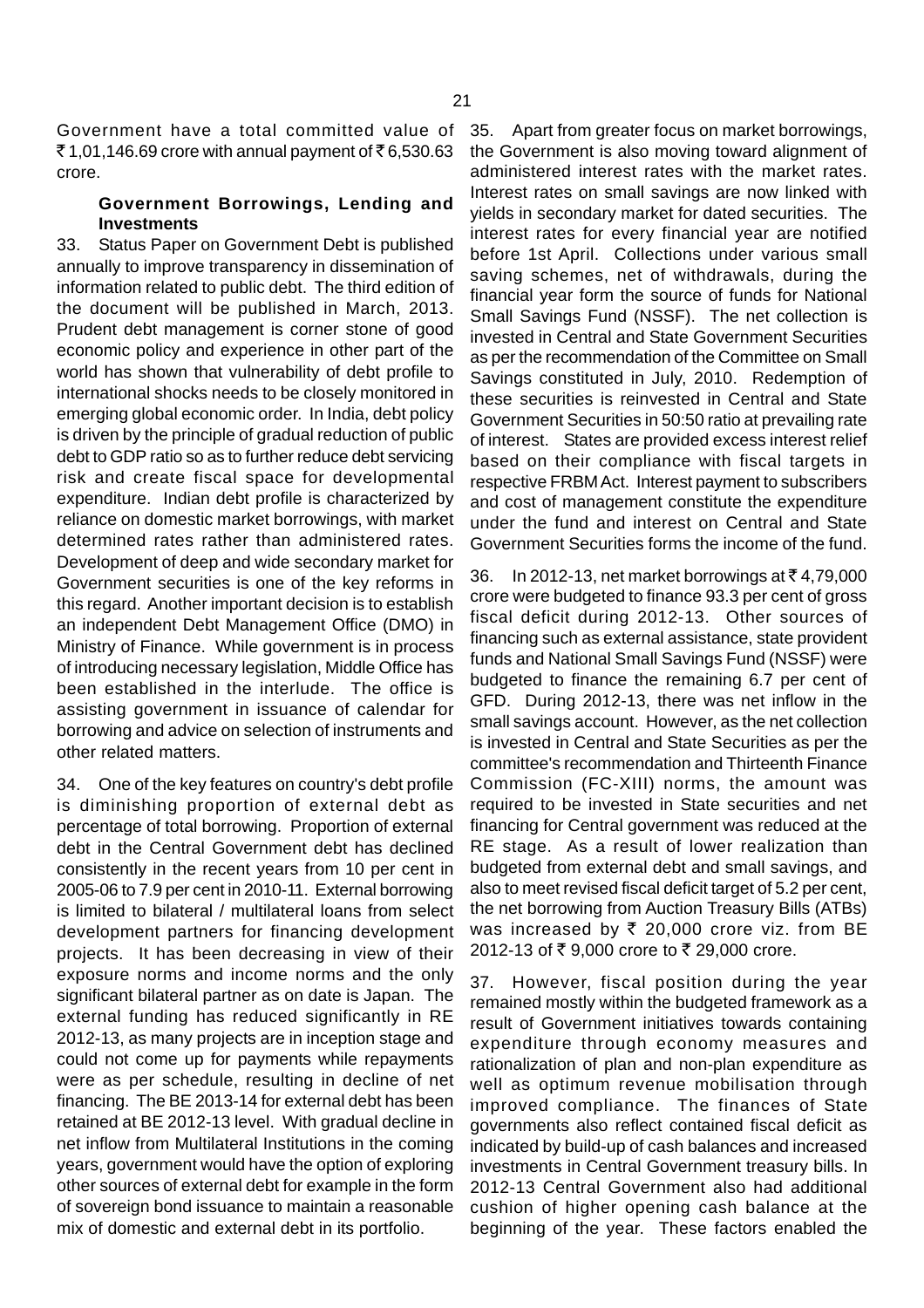Government have a total committed value of ₹ 1,01,146.69 crore with annual payment of ₹ 6,530.63 crore.

### Government Borrowings, Lending and Investments

33. Status Paper on Government Debt is published annually to improve transparency in dissemination of information related to public debt. The third edition of the document will be published in March, 2013. Prudent debt management is corner stone of good economic policy and experience in other part of the world has shown that vulnerability of debt profile to international shocks needs to be closely monitored in emerging global economic order. In India, debt policy is driven by the principle of gradual reduction of public debt to GDP ratio so as to further reduce debt servicing risk and create fiscal space for developmental expenditure. Indian debt profile is characterized by reliance on domestic market borrowings, with market determined rates rather than administered rates. Development of deep and wide secondary market for Government securities is one of the key reforms in this regard. Another important decision is to establish an independent Debt Management Office (DMO) in Ministry of Finance. While government is in process of introducing necessary legislation, Middle Office has been established in the interlude. The office is assisting government in issuance of calendar for borrowing and advice on selection of instruments and other related matters.

34. One of the key features on country's debt profile is diminishing proportion of external debt as percentage of total borrowing. Proportion of external debt in the Central Government debt has declined consistently in the recent years from 10 per cent in 2005-06 to 7.9 per cent in 2010-11. External borrowing is limited to bilateral / multilateral loans from select development partners for financing development projects. It has been decreasing in view of their exposure norms and income norms and the only significant bilateral partner as on date is Japan. The external funding has reduced significantly in RE 2012-13, as many projects are in inception stage and could not come up for payments while repayments were as per schedule, resulting in decline of net financing. The BE 2013-14 for external debt has been retained at BE 2012-13 level. With gradual decline in net inflow from Multilateral Institutions in the coming years, government would have the option of exploring other sources of external debt for example in the form of sovereign bond issuance to maintain a reasonable mix of domestic and external debt in its portfolio.

35. Apart from greater focus on market borrowings, the Government is also moving toward alignment of administered interest rates with the market rates. Interest rates on small savings are now linked with yields in secondary market for dated securities. The interest rates for every financial year are notified before 1st April. Collections under various small saving schemes, net of withdrawals, during the financial year form the source of funds for National Small Savings Fund (NSSF). The net collection is invested in Central and State Government Securities as per the recommendation of the Committee on Small Savings constituted in July, 2010. Redemption of these securities is reinvested in Central and State Government Securities in 50:50 ratio at prevailing rate of interest. States are provided excess interest relief based on their compliance with fiscal targets in respective FRBM Act. Interest payment to subscribers and cost of management constitute the expenditure under the fund and interest on Central and State Government Securities forms the income of the fund.

36. In 2012-13, net market borrowings at ₹ 4,79,000 crore were budgeted to finance 93.3 per cent of gross fiscal deficit during 2012-13. Other sources of financing such as external assistance, state provident funds and National Small Savings Fund (NSSF) were budgeted to finance the remaining 6.7 per cent of GFD. During 2012-13, there was net inflow in the small savings account. However, as the net collection is invested in Central and State Securities as per the committee's recommendation and Thirteenth Finance Commission (FC-XIII) norms, the amount was required to be invested in State securities and net financing for Central government was reduced at the RE stage. As a result of lower realization than budgeted from external debt and small savings, and also to meet revised fiscal deficit target of 5.2 per cent, the net borrowing from Auction Treasury Bills (ATBs) was increased by ₹ 20,000 crore viz. from BE 2012-13 of ₹ 9,000 crore to ₹ 29,000 crore.

37. However, fiscal position during the year remained mostly within the budgeted framework as a result of Government initiatives towards containing expenditure through economy measures and rationalization of plan and non-plan expenditure as well as optimum revenue mobilisation through improved compliance. The finances of State governments also reflect contained fiscal deficit as indicated by build-up of cash balances and increased investments in Central Government treasury bills. In 2012-13 Central Government also had additional cushion of higher opening cash balance at the beginning of the year. These factors enabled the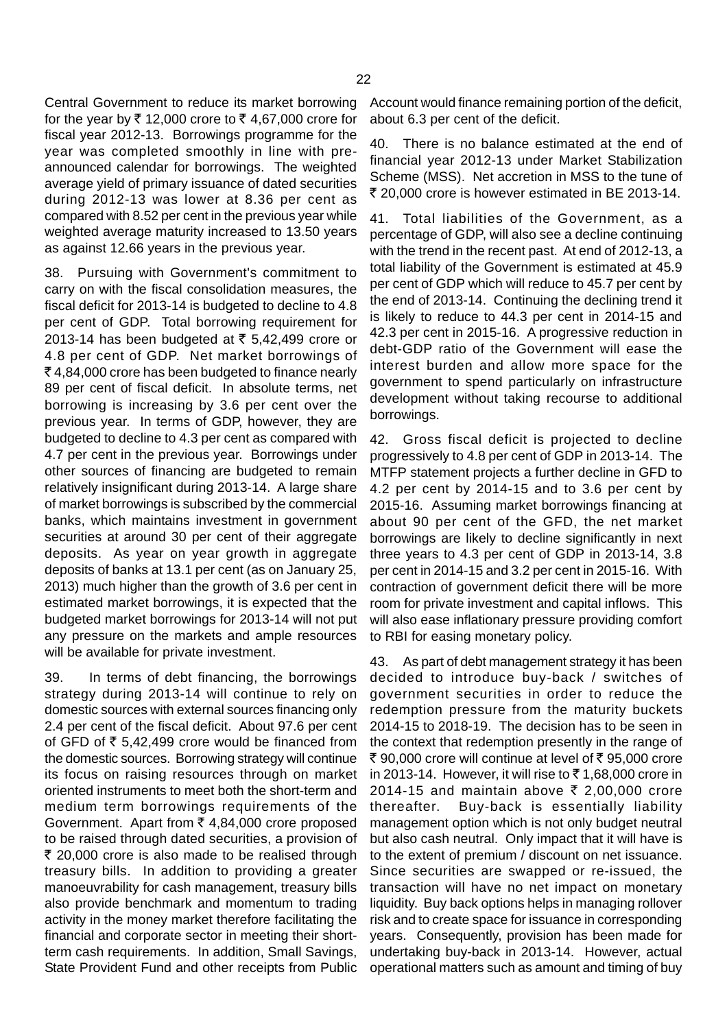Central Government to reduce its market borrowing for the year by ₹ 12,000 crore to ₹ 4,67,000 crore for fiscal year 2012-13. Borrowings programme for the year was completed smoothly in line with pre-announced calendar for borrowings. The weighted average yield of primary issuance of dated securities during 2012-13 was lower at 8.36 per cent as compared with 8.52 per cent in the previous year while weighted average maturity increased to 13.50 years as against 12.66 years in the previous year.

38. Pursuing with Government's commitment to carry on with the fiscal consolidation measures, the fiscal deficit for 2013-14 is budgeted to decline to 4.8 per cent of GDP. Total borrowing requirement for 2013-14 has been budgeted at ₹ 5,42,499 crore or 4.8 per cent of GDP. Net market borrowings of ₹ 4,84,000 crore has been budgeted to finance nearly 89 per cent of fiscal deficit. In absolute terms, net borrowing is increasing by 3.6 per cent over the previous year. In terms of GDP, however, they are budgeted to decline to 4.3 per cent as compared with 4.7 per cent in the previous year. Borrowings under other sources of financing are budgeted to remain relatively insignificant during 2013-14. A large share of market borrowings is subscribed by the commercial banks, which maintains investment in government securities at around 30 per cent of their aggregate deposits. As year on year growth in aggregate deposits of banks at 13.1 per cent (as on January 25, 2013) much higher than the growth of 3.6 per cent in estimated market borrowings, it is expected that the budgeted market borrowings for 2013-14 will not put any pressure on the markets and ample resources will be available for private investment.

39. In terms of debt financing, the borrowings strategy during 2013-14 will continue to rely on domestic sources with external sources financing only 2.4 per cent of the fiscal deficit. About 97.6 per cent of GFD of ₹ 5,42,499 crore would be financed from the domestic sources. Borrowing strategy will continue its focus on raising resources through on market oriented instruments to meet both the short-term and medium term borrowings requirements of the Government. Apart from ₹ 4,84,000 crore proposed to be raised through dated securities, a provision of ₹ 20,000 crore is also made to be realised through treasury bills. In addition to providing a greater manoeuvrability for cash management, treasury bills also provide benchmark and momentum to trading activity in the money market therefore facilitating the financial and corporate sector in meeting their short-term cash requirements. In addition, Small Savings, State Provident Fund and other receipts from Public Account would finance remaining portion of the deficit, about 6.3 per cent of the deficit.

40. There is no balance estimated at the end of financial year 2012-13 under Market Stabilization Scheme (MSS). Net accretion in MSS to the tune of ₹ 20,000 crore is however estimated in BE 2013-14.

41. Total liabilities of the Government, as a percentage of GDP, will also see a decline continuing with the trend in the recent past. At end of 2012-13, a total liability of the Government is estimated at 45.9 per cent of GDP which will reduce to 45.7 per cent by the end of 2013-14. Continuing the declining trend it is likely to reduce to 44.3 per cent in 2014-15 and 42.3 per cent in 2015-16. A progressive reduction in debt-GDP ratio of the Government will ease the interest burden and allow more space for the government to spend particularly on infrastructure development without taking recourse to additional borrowings.

42. Gross fiscal deficit is projected to decline progressively to 4.8 per cent of GDP in 2013-14. The MTFP statement projects a further decline in GFD to 4.2 per cent by 2014-15 and to 3.6 per cent by 2015-16. Assuming market borrowings financing at about 90 per cent of the GFD, the net market borrowings are likely to decline significantly in next three years to 4.3 per cent of GDP in 2013-14, 3.8 per cent in 2014-15 and 3.2 per cent in 2015-16. With contraction of government deficit there will be more room for private investment and capital inflows. This will also ease inflationary pressure providing comfort to RBI for easing monetary policy.

43. As part of debt management strategy it has been decided to introduce buy-back / switches of government securities in order to reduce the redemption pressure from the maturity buckets 2014-15 to 2018-19. The decision has to be seen in the context that redemption presently in the range of ₹ 90,000 crore will continue at level of ₹ 95,000 crore in 2013-14. However, it will rise to ₹ 1,68,000 crore in 2014-15 and maintain above ₹ 2,00,000 crore thereafter. Buy-back is essentially liability management option which is not only budget neutral but also cash neutral. Only impact that it will have is to the extent of premium / discount on net issuance. Since securities are swapped or re-issued, the transaction will have no net impact on monetary liquidity. Buy back options helps in managing rollover risk and to create space for issuance in corresponding years. Consequently, provision has been made for undertaking buy-back in 2013-14. However, actual operational matters such as amount and timing of buy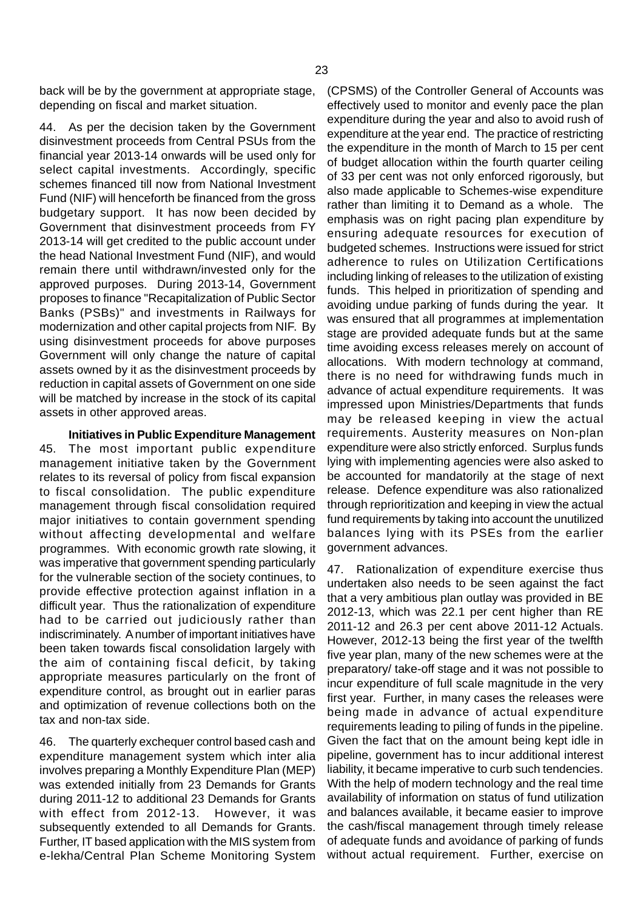back will be by the government at appropriate stage, depending on fiscal and market situation.

44. As per the decision taken by the Government disinvestment proceeds from Central PSUs from the financial year 2013-14 onwards will be used only for select capital investments. Accordingly, specific schemes financed till now from National Investment Fund (NIF) will henceforth be financed from the gross budgetary support. It has now been decided by Government that disinvestment proceeds from FY 2013-14 will get credited to the public account under the head National Investment Fund (NIF), and would remain there until withdrawn/invested only for the approved purposes. During 2013-14, Government proposes to finance "Recapitalization of Public Sector Banks (PSBs)" and investments in Railways for modernization and other capital projects from NIF. By using disinvestment proceeds for above purposes Government will only change the nature of capital assets owned by it as the disinvestment proceeds by reduction in capital assets of Government on one side will be matched by increase in the stock of its capital assets in other approved areas.

**Initiatives in Public Expenditure Management**

45. The most important public expenditure management initiative taken by the Government relates to its reversal of policy from fiscal expansion to fiscal consolidation. The public expenditure management through fiscal consolidation required major initiatives to contain government spending without affecting developmental and welfare programmes. With economic growth rate slowing, it was imperative that government spending particularly for the vulnerable section of the society continues, to provide effective protection against inflation in a difficult year. Thus the rationalization of expenditure had to be carried out judiciously rather than indiscriminately. A number of important initiatives have been taken towards fiscal consolidation largely with the aim of containing fiscal deficit, by taking appropriate measures particularly on the front of expenditure control, as brought out in earlier paras and optimization of revenue collections both on the tax and non-tax side.

46. The quarterly exchequer control based cash and expenditure management system which inter alia involves preparing a Monthly Expenditure Plan (MEP) was extended initially from 23 Demands for Grants during 2011-12 to additional 23 Demands for Grants with effect from 2012-13. However, it was subsequently extended to all Demands for Grants. Further, IT based application with the MIS system from e-lekha/Central Plan Scheme Monitoring System (CPSMS) of the Controller General of Accounts was effectively used to monitor and evenly pace the plan expenditure during the year and also to avoid rush of expenditure at the year end. The practice of restricting the expenditure in the month of March to 15 per cent of budget allocation within the fourth quarter ceiling of 33 per cent was not only enforced rigorously, but also made applicable to Schemes-wise expenditure rather than limiting it to Demand as a whole. The emphasis was on right pacing plan expenditure by ensuring adequate resources for execution of budgeted schemes. Instructions were issued for strict adherence to rules on Utilization Certifications including linking of releases to the utilization of existing funds. This helped in prioritization of spending and avoiding undue parking of funds during the year. It was ensured that all programmes at implementation stage are provided adequate funds but at the same time avoiding excess releases merely on account of allocations. With modern technology at command, there is no need for withdrawing funds much in advance of actual expenditure requirements. It was impressed upon Ministries/Departments that funds may be released keeping in view the actual requirements. Austerity measures on Non-plan expenditure were also strictly enforced. Surplus funds lying with implementing agencies were also asked to be accounted for mandatorily at the stage of next release. Defence expenditure was also rationalized through reprioritization and keeping in view the actual fund requirements by taking into account the unutilized balances lying with its PSEs from the earlier government advances.

47. Rationalization of expenditure exercise thus undertaken also needs to be seen against the fact that a very ambitious plan outlay was provided in BE 2012-13, which was 22.1 per cent higher than RE 2011-12 and 26.3 per cent above 2011-12 Actuals. However, 2012-13 being the first year of the twelfth five year plan, many of the new schemes were at the preparatory/ take-off stage and it was not possible to incur expenditure of full scale magnitude in the very first year. Further, in many cases the releases were being made in advance of actual expenditure requirements leading to piling of funds in the pipeline. Given the fact that on the amount being kept idle in pipeline, government has to incur additional interest liability, it became imperative to curb such tendencies. With the help of modern technology and the real time availability of information on status of fund utilization and balances available, it became easier to improve the cash/fiscal management through timely release of adequate funds and avoidance of parking of funds without actual requirement. Further, exercise on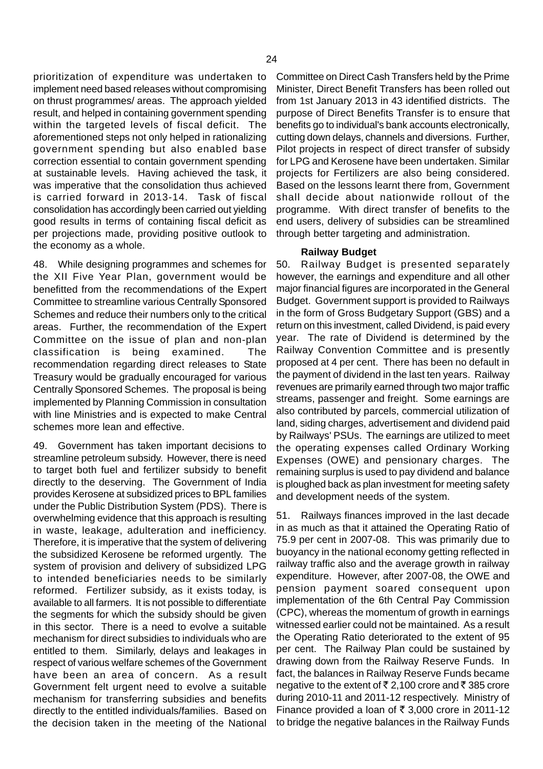prioritization of expenditure was undertaken to implement need based releases without compromising on thrust programmes/ areas. The approach yielded result, and helped in containing government spending within the targeted levels of fiscal deficit. The aforementioned steps not only helped in rationalizing government spending but also enabled base correction essential to contain government spending at sustainable levels. Having achieved the task, it was imperative that the consolidation thus achieved is carried forward in 2013-14. Task of fiscal consolidation has accordingly been carried out yielding good results in terms of containing fiscal deficit as per projections made, providing positive outlook to the economy as a whole.

48. While designing programmes and schemes for the XII Five Year Plan, government would be benefitted from the recommendations of the Expert Committee to streamline various Centrally Sponsored Schemes and reduce their numbers only to the critical areas. Further, the recommendation of the Expert Committee on the issue of plan and non-plan classification is being examined. The recommendation regarding direct releases to State Treasury would be gradually encouraged for various Centrally Sponsored Schemes. The proposal is being implemented by Planning Commission in consultation with line Ministries and is expected to make Central schemes more lean and effective.

49. Government has taken important decisions to streamline petroleum subsidy. However, there is need to target both fuel and fertilizer subsidy to benefit directly to the deserving. The Government of India provides Kerosene at subsidized prices to BPL families under the Public Distribution System (PDS). There is overwhelming evidence that this approach is resulting in waste, leakage, adulteration and inefficiency. Therefore, it is imperative that the system of delivering the subsidized Kerosene be reformed urgently. The system of provision and delivery of subsidized LPG to intended beneficiaries needs to be similarly reformed. Fertilizer subsidy, as it exists today, is available to all farmers. It is not possible to differentiate the segments for which the subsidy should be given in this sector. There is a need to evolve a suitable mechanism for direct subsidies to individuals who are entitled to them. Similarly, delays and leakages in respect of various welfare schemes of the Government have been an area of concern. As a result Government felt urgent need to evolve a suitable mechanism for transferring subsidies and benefits directly to the entitled individuals/families. Based on the decision taken in the meeting of the National Committee on Direct Cash Transfers held by the Prime Minister, Direct Benefit Transfers has been rolled out from 1st January 2013 in 43 identified districts. The purpose of Direct Benefits Transfer is to ensure that benefits go to individual's bank accounts electronically, cutting down delays, channels and diversions. Further, Pilot projects in respect of direct transfer of subsidy for LPG and Kerosene have been undertaken. Similar projects for Fertilizers are also being considered. Based on the lessons learnt there from, Government shall decide about nationwide rollout of the programme. With direct transfer of benefits to the end users, delivery of subsidies can be streamlined through better targeting and administration.

**Railway Budget**

50. Railway Budget is presented separately however, the earnings and expenditure and all other major financial figures are incorporated in the General Budget. Government support is provided to Railways in the form of Gross Budgetary Support (GBS) and a return on this investment, called Dividend, is paid every year. The rate of Dividend is determined by the Railway Convention Committee and is presently proposed at 4 per cent. There has been no default in the payment of dividend in the last ten years. Railway revenues are primarily earned through two major traffic streams, passenger and freight. Some earnings are also contributed by parcels, commercial utilization of land, siding charges, advertisement and dividend paid by Railways' PSUs. The earnings are utilized to meet the operating expenses called Ordinary Working Expenses (OWE) and pensionary charges. The remaining surplus is used to pay dividend and balance is ploughed back as plan investment for meeting safety and development needs of the system.

51. Railways finances improved in the last decade in as much as that it attained the Operating Ratio of 75.9 per cent in 2007-08. This was primarily due to buoyancy in the national economy getting reflected in railway traffic also and the average growth in railway expenditure. However, after 2007-08, the OWE and pension payment soared consequent upon implementation of the 6th Central Pay Commission (CPC), whereas the momentum of growth in earnings witnessed earlier could not be maintained. As a result the Operating Ratio deteriorated to the extent of 95 per cent. The Railway Plan could be sustained by drawing down from the Railway Reserve Funds. In fact, the balances in Railway Reserve Funds became negative to the extent of ₹ 2,100 crore and ₹ 385 crore during 2010-11 and 2011-12 respectively. Ministry of Finance provided a loan of ₹ 3,000 crore in 2011-12 to bridge the negative balances in the Railway Funds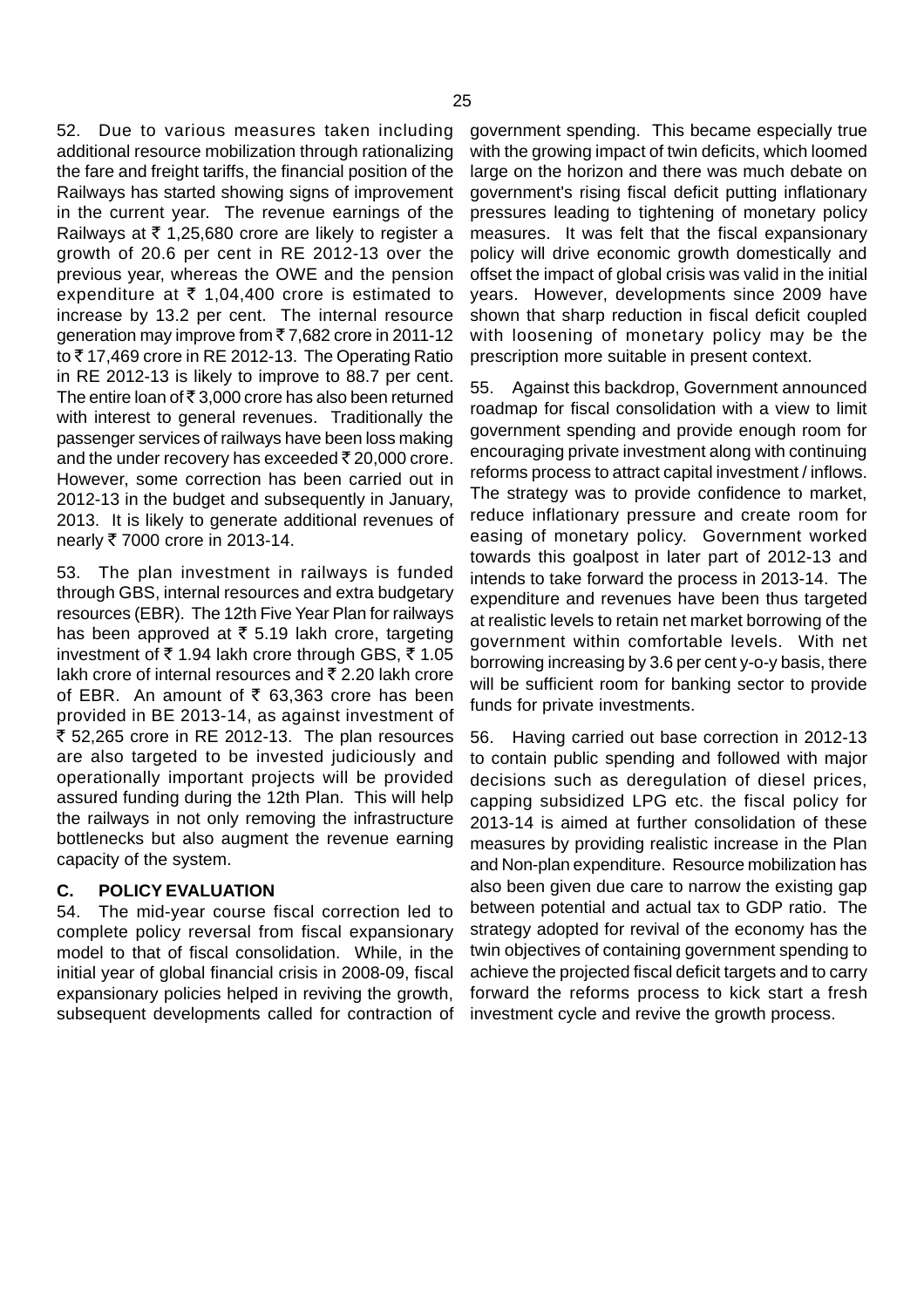52. Due to various measures taken including additional resource mobilization through rationalizing the fare and freight tariffs, the financial position of the Railways has started showing signs of improvement in the current year. The revenue earnings of the Railways at ₹ 1,25,680 crore are likely to register a growth of 20.6 per cent in RE 2012-13 over the previous year, whereas the OWE and the pension expenditure at ₹ 1,04,400 crore is estimated to increase by 13.2 per cent. The internal resource generation may improve from ₹ 7,682 crore in 2011-12 to ₹ 17,469 crore in RE 2012-13. The Operating Ratio in RE 2012-13 is likely to improve to 88.7 per cent. The entire loan of ₹ 3,000 crore has also been returned with interest to general revenues. Traditionally the passenger services of railways have been loss making and the under recovery has exceeded ₹ 20,000 crore. However, some correction has been carried out in 2012-13 in the budget and subsequently in January, 2013. It is likely to generate additional revenues of nearly ₹ 7000 crore in 2013-14.

53. The plan investment in railways is funded through GBS, internal resources and extra budgetary resources (EBR). The 12th Five Year Plan for railways has been approved at ₹ 5.19 lakh crore, targeting investment of ₹ 1.94 lakh crore through GBS, ₹ 1.05 lakh crore of internal resources and ₹ 2.20 lakh crore of EBR. An amount of ₹ 63,363 crore has been provided in BE 2013-14, as against investment of ₹ 52,265 crore in RE 2012-13. The plan resources are also targeted to be invested judiciously and operationally important projects will be provided assured funding during the 12th Plan. This will help the railways in not only removing the infrastructure bottlenecks but also augment the revenue earning capacity of the system.

## C. POLICY EVALUATION

54. The mid-year course fiscal correction led to complete policy reversal from fiscal expansionary model to that of fiscal consolidation. While, in the initial year of global financial crisis in 2008-09, fiscal expansionary policies helped in reviving the growth, subsequent developments called for contraction of government spending. This became especially true with the growing impact of twin deficits, which loomed large on the horizon and there was much debate on government's rising fiscal deficit putting inflationary pressures leading to tightening of monetary policy measures. It was felt that the fiscal expansionary policy will drive economic growth domestically and offset the impact of global crisis was valid in the initial years. However, developments since 2009 have shown that sharp reduction in fiscal deficit coupled with loosening of monetary policy may be the prescription more suitable in present context.

55. Against this backdrop, Government announced roadmap for fiscal consolidation with a view to limit government spending and provide enough room for encouraging private investment along with continuing reforms process to attract capital investment / inflows. The strategy was to provide confidence to market, reduce inflationary pressure and create room for easing of monetary policy. Government worked towards this goalpost in later part of 2012-13 and intends to take forward the process in 2013-14. The expenditure and revenues have been thus targeted at realistic levels to retain net market borrowing of the government within comfortable levels. With net borrowing increasing by 3.6 per cent y-o-y basis, there will be sufficient room for banking sector to provide funds for private investments.

56. Having carried out base correction in 2012-13 to contain public spending and followed with major decisions such as deregulation of diesel prices, capping subsidized LPG etc. the fiscal policy for 2013-14 is aimed at further consolidation of these measures by providing realistic increase in the Plan and Non-plan expenditure. Resource mobilization has also been given due care to narrow the existing gap between potential and actual tax to GDP ratio. The strategy adopted for revival of the economy has the twin objectives of containing government spending to achieve the projected fiscal deficit targets and to carry forward the reforms process to kick start a fresh investment cycle and revive the growth process.